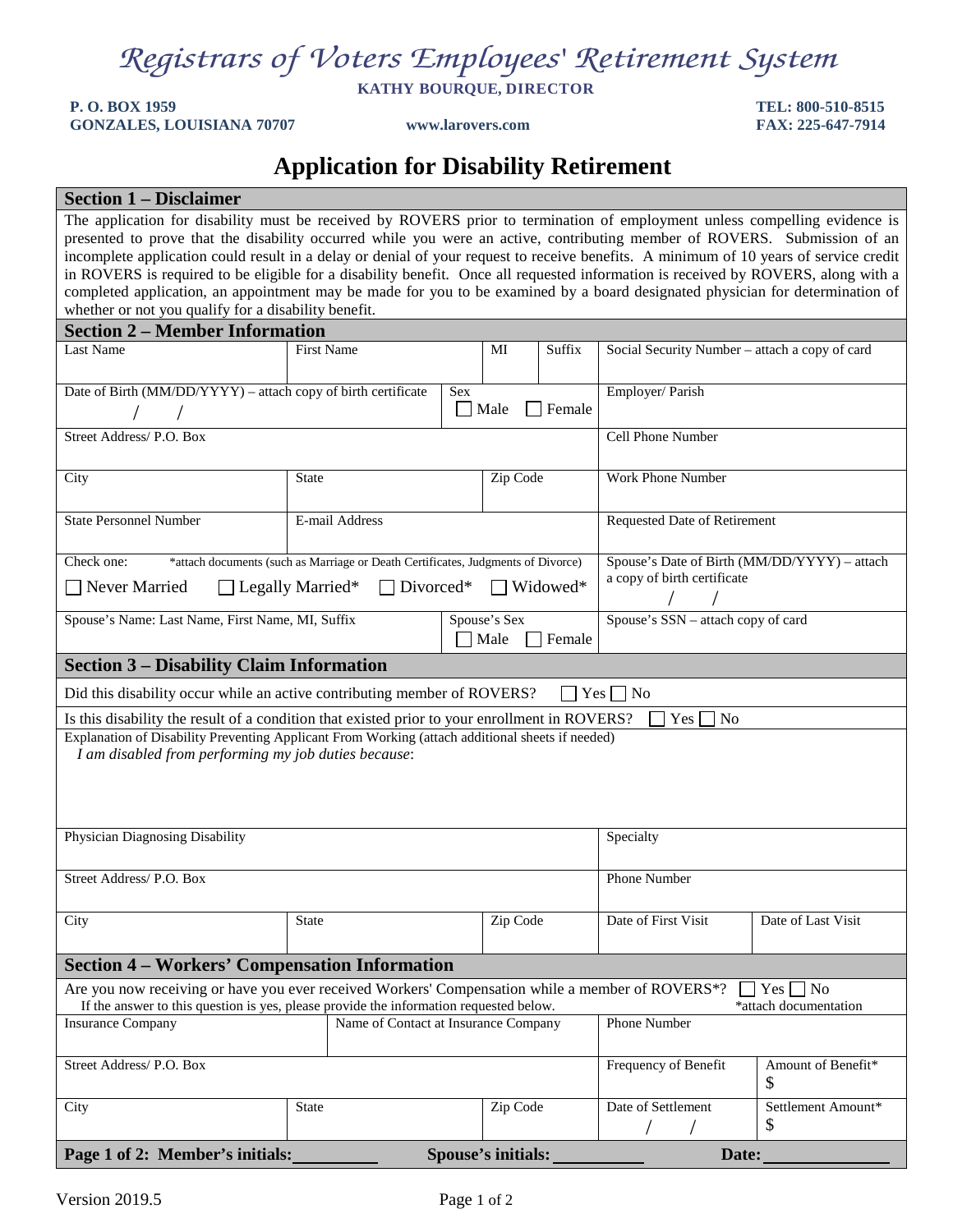# Registrars of Voters Employees' Retirement System

**KATHY BOURQUE, DIRECTOR**

**P. O. BOX 1959**
**GONZALES, LOUISIANA 70707**

**www.larovers.com**

**TEL: 800-510-8515**
**FAX: 225-647-7914**

## Application for Disability Retirement

### Section 1 – Disclaimer

The application for disability must be received by ROVERS prior to termination of employment unless compelling evidence is presented to prove that the disability occurred while you were an active, contributing member of ROVERS. Submission of an incomplete application could result in a delay or denial of your request to receive benefits. A minimum of 10 years of service credit in ROVERS is required to be eligible for a disability benefit. Once all requested information is received by ROVERS, along with a completed application, an appointment may be made for you to be examined by a board designated physician for determination of whether or not you qualify for a disability benefit.

### Section 2 – Member Information

| Last Name | First Name | MI | Suffix | Social Security Number – attach a copy of card |
|---|---|---|---|---|
| Date of Birth (MM/DD/YYYY) – attach copy of birth certificate &nbsp; / &nbsp; / | | Sex ☐ Male ☐ Female | | Employer/ Parish |
| Street Address/ P.O. Box | | | | Cell Phone Number |
| City | State | Zip Code | | Work Phone Number |
| State Personnel Number | E-mail Address | | | Requested Date of Retirement |
| Check one: *attach documents (such as Marriage or Death Certificates, Judgments of Divorce) ☐ Never Married ☐ Legally Married* ☐ Divorced* ☐ Widowed* | | | | Spouse's Date of Birth (MM/DD/YYYY) – attach a copy of birth certificate &nbsp; / &nbsp; / |
| Spouse's Name: Last Name, First Name, MI, Suffix | | Spouse's Sex ☐ Male ☐ Female | | Spouse's SSN – attach copy of card |

### Section 3 – Disability Claim Information

Did this disability occur while an active contributing member of ROVERS? ☐ Yes ☐ No

Is this disability the result of a condition that existed prior to your enrollment in ROVERS? ☐ Yes ☐ No

Explanation of Disability Preventing Applicant From Working (attach additional sheets if needed)

*I am disabled from performing my job duties because*:

| Physician Diagnosing Disability | | | Specialty | |
|---|---|---|---|---|
| Street Address/ P.O. Box | | | Phone Number | |
| City | State | Zip Code | Date of First Visit | Date of Last Visit |

### Section 4 – Workers' Compensation Information

Are you now receiving or have you ever received Workers' Compensation while a member of ROVERS*? ☐ Yes ☐ No

If the answer to this question is yes, please provide the information requested below. *attach documentation

| Insurance Company | | Name of Contact at Insurance Company | Phone Number | |
|---|---|---|---|---|
| Street Address/ P.O. Box | | | Frequency of Benefit | Amount of Benefit* $ |
| City | State | Zip Code | Date of Settlement &nbsp; / &nbsp; / | Settlement Amount* $ |

**Page 1 of 2: Member's initials:\_\_\_\_\_\_\_\_\_\_ Spouse's initials:\_\_\_\_\_\_\_\_\_\_ Date:\_\_\_\_\_\_\_\_\_\_\_\_\_\_**

Version 2019.5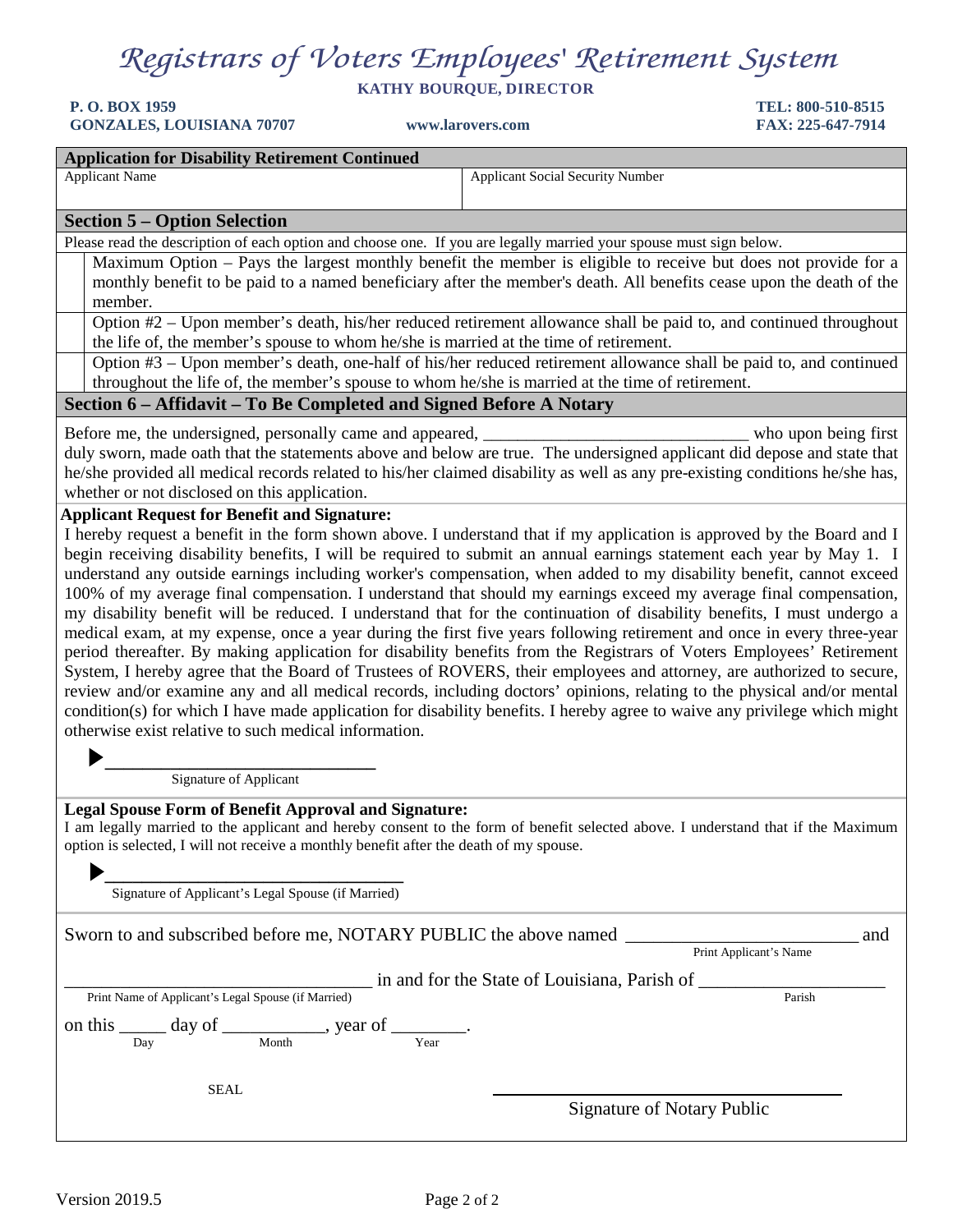# Registrars of Voters Employees' Retirement System

**KATHY BOURQUE, DIRECTOR**

**P. O. BOX 1959**
**GONZALES, LOUISIANA 70707**

**www.larovers.com**

**TEL: 800-510-8515**
**FAX: 225-647-7914**

## Application for Disability Retirement Continued

| Applicant Name | Applicant Social Security Number |
|---|---|
| | |

## Section 5 – Option Selection

Please read the description of each option and choose one. If you are legally married your spouse must sign below.

| | |
|---|---|
| ☐ | Maximum Option – Pays the largest monthly benefit the member is eligible to receive but does not provide for a monthly benefit to be paid to a named beneficiary after the member's death. All benefits cease upon the death of the member. |
| ☐ | Option #2 – Upon member's death, his/her reduced retirement allowance shall be paid to, and continued throughout the life of, the member's spouse to whom he/she is married at the time of retirement. |
| ☐ | Option #3 – Upon member's death, one-half of his/her reduced retirement allowance shall be paid to, and continued throughout the life of, the member's spouse to whom he/she is married at the time of retirement. |

## Section 6 – Affidavit – To Be Completed and Signed Before A Notary

Before me, the undersigned, personally came and appeared, ______________________________ who upon being first duly sworn, made oath that the statements above and below are true. The undersigned applicant did depose and state that he/she provided all medical records related to his/her claimed disability as well as any pre-existing conditions he/she has, whether or not disclosed on this application.

**Applicant Request for Benefit and Signature:**

I hereby request a benefit in the form shown above. I understand that if my application is approved by the Board and I begin receiving disability benefits, I will be required to submit an annual earnings statement each year by May 1. I understand any outside earnings including worker's compensation, when added to my disability benefit, cannot exceed 100% of my average final compensation. I understand that should my earnings exceed my average final compensation, my disability benefit will be reduced. I understand that for the continuation of disability benefits, I must undergo a medical exam, at my expense, once a year during the first five years following retirement and once in every three-year period thereafter. By making application for disability benefits from the Registrars of Voters Employees' Retirement System, I hereby agree that the Board of Trustees of ROVERS, their employees and attorney, are authorized to secure, review and/or examine any and all medical records, including doctors' opinions, relating to the physical and/or mental condition(s) for which I have made application for disability benefits. I hereby agree to waive any privilege which might otherwise exist relative to such medical information.

▶______________________________
Signature of Applicant

**Legal Spouse Form of Benefit Approval and Signature:**

I am legally married to the applicant and hereby consent to the form of benefit selected above. I understand that if the Maximum option is selected, I will not receive a monthly benefit after the death of my spouse.

▶______________________________
Signature of Applicant's Legal Spouse (if Married)

Sworn to and subscribed before me, NOTARY PUBLIC the above named _________________________ and
Print Applicant's Name

______________________________ in and for the State of Louisiana, Parish of ____________________
Print Name of Applicant's Legal Spouse (if Married) — Parish

on this _____ day of ___________, year of ________.
Day — Month — Year

SEAL

______________________________
Signature of Notary Public

Version 2019.5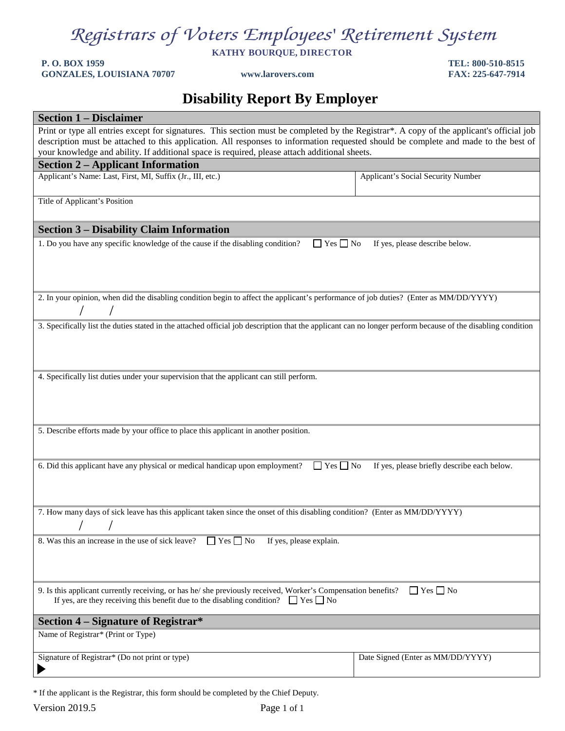# Registrars of Voters Employees' Retirement System

**KATHY BOURQUE, DIRECTOR**

**P. O. BOX 1959**
**GONZALES, LOUISIANA 70707**

**www.larovers.com**

**TEL: 800-510-8515**
**FAX: 225-647-7914**

## Disability Report By Employer

### Section 1 – Disclaimer

Print or type all entries except for signatures. This section must be completed by the Registrar*. A copy of the applicant's official job description must be attached to this application. All responses to information requested should be complete and made to the best of your knowledge and ability. If additional space is required, please attach additional sheets.

### Section 2 – Applicant Information

| Applicant's Name: Last, First, MI, Suffix (Jr., III, etc.) | Applicant's Social Security Number |
|---|---|
| | |

Title of Applicant's Position

### Section 3 – Disability Claim Information

1. Do you have any specific knowledge of the cause if the disabling condition? ☐ Yes ☐ No If yes, please describe below.

2. In your opinion, when did the disabling condition begin to affect the applicant's performance of job duties? (Enter as MM/DD/YYYY)

   / /

3. Specifically list the duties stated in the attached official job description that the applicant can no longer perform because of the disabling condition

4. Specifically list duties under your supervision that the applicant can still perform.

5. Describe efforts made by your office to place this applicant in another position.

6. Did this applicant have any physical or medical handicap upon employment? ☐ Yes ☐ No If yes, please briefly describe each below.

7. How many days of sick leave has this applicant taken since the onset of this disabling condition? (Enter as MM/DD/YYYY)

   / /

8. Was this an increase in the use of sick leave? ☐ Yes ☐ No If yes, please explain.

9. Is this applicant currently receiving, or has he/ she previously received, Worker's Compensation benefits? ☐ Yes ☐ No
   If yes, are they receiving this benefit due to the disabling condition? ☐ Yes ☐ No

### Section 4 – Signature of Registrar*

Name of Registrar* (Print or Type)

| Signature of Registrar* (Do not print or type) | Date Signed (Enter as MM/DD/YYYY) |
|---|---|
| ▶ | |

\* If the applicant is the Registrar, this form should be completed by the Chief Deputy.

Version 2019.5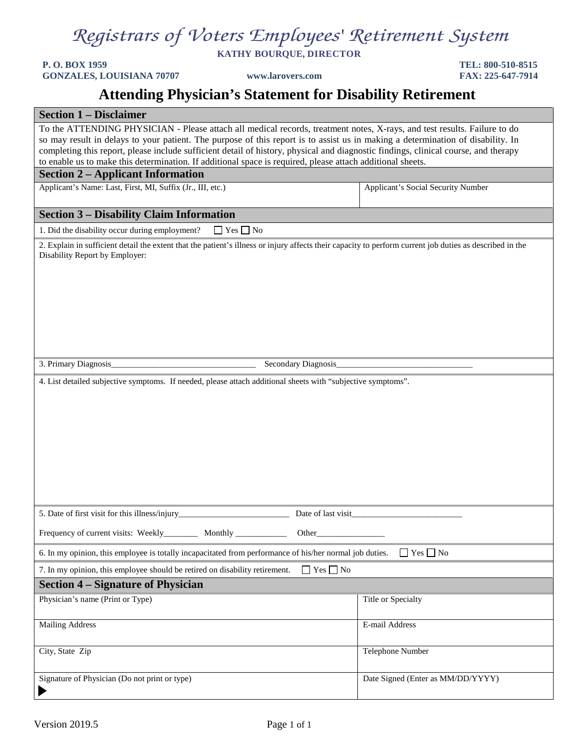# Registrars of Voters Employees' Retirement System

**KATHY BOURQUE, DIRECTOR**

**P. O. BOX 1959**
**GONZALES, LOUISIANA 70707**

**www.larovers.com**

**TEL: 800-510-8515**
**FAX: 225-647-7914**

## Attending Physician's Statement for Disability Retirement

### Section 1 – Disclaimer

To the ATTENDING PHYSICIAN - Please attach all medical records, treatment notes, X-rays, and test results. Failure to do so may result in delays to your patient. The purpose of this report is to assist us in making a determination of disability. In completing this report, please include sufficient detail of history, physical and diagnostic findings, clinical course, and therapy to enable us to make this determination. If additional space is required, please attach additional sheets.

### Section 2 – Applicant Information

| | |
|---|---|
| Applicant's Name: Last, First, MI, Suffix (Jr., III, etc.) | Applicant's Social Security Number |

### Section 3 – Disability Claim Information

1. Did the disability occur during employment? ☐ Yes ☐ No

2. Explain in sufficient detail the extent that the patient's illness or injury affects their capacity to perform current job duties as described in the Disability Report by Employer:

3. Primary Diagnosis\_\_\_\_\_\_\_\_\_\_\_\_\_\_\_\_\_\_\_\_\_\_\_\_\_\_\_\_\_\_\_\_ Secondary Diagnosis\_\_\_\_\_\_\_\_\_\_\_\_\_\_\_\_\_\_\_\_\_\_\_\_\_\_\_\_\_\_\_

4. List detailed subjective symptoms. If needed, please attach additional sheets with "subjective symptoms".

5. Date of first visit for this illness/injury\_\_\_\_\_\_\_\_\_\_\_\_\_\_\_\_\_\_\_\_\_\_\_\_ Date of last visit\_\_\_\_\_\_\_\_\_\_\_\_\_\_\_\_\_\_\_\_\_\_\_\_

Frequency of current visits: Weekly\_\_\_\_\_\_\_ Monthly \_\_\_\_\_\_\_\_\_\_\_ Other\_\_\_\_\_\_\_\_\_\_\_\_\_\_\_

6. In my opinion, this employee is totally incapacitated from performance of his/her normal job duties. ☐ Yes ☐ No

7. In my opinion, this employee should be retired on disability retirement. ☐ Yes ☐ No

### Section 4 – Signature of Physician

| | |
|---|---|
| Physician's name (Print or Type) | Title or Specialty |
| Mailing Address | E-mail Address |
| City, State Zip | Telephone Number |
| Signature of Physician (Do not print or type) ▶ | Date Signed (Enter as MM/DD/YYYY) |

Version 2019.5